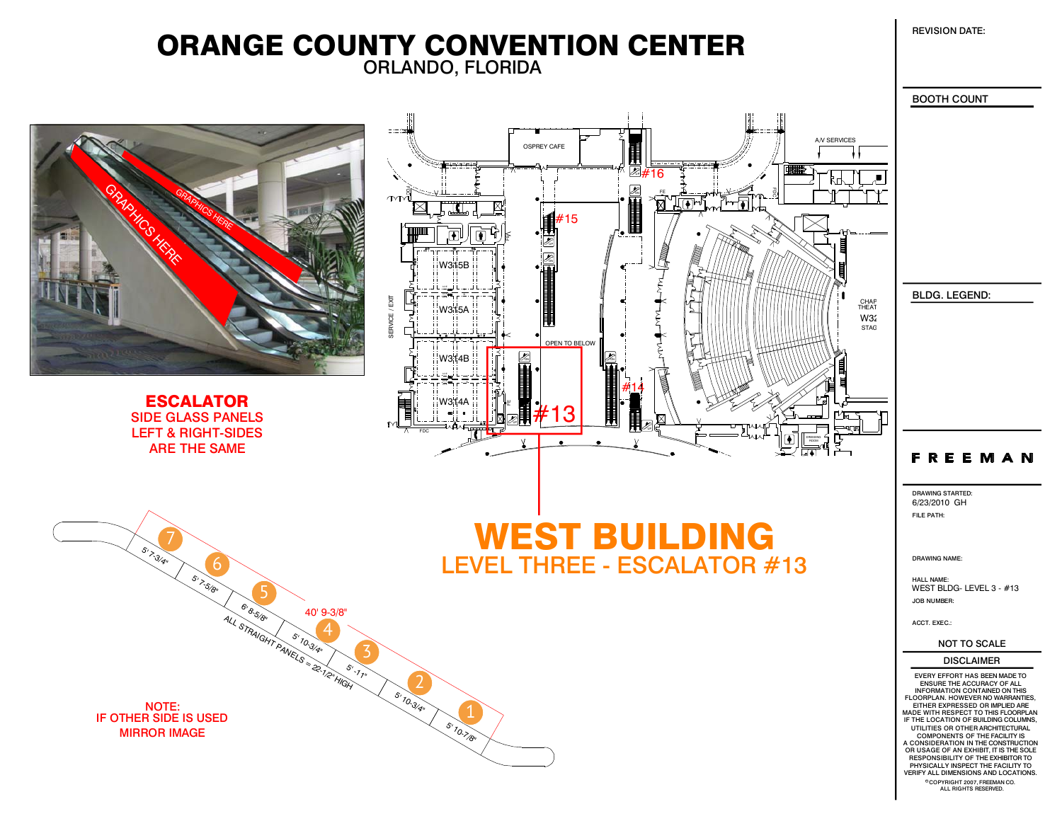# ORANGE COUNTY CONVENTION CENTER

## ORLANDO, FLORIDA

GRAPHICS HERE

GRAPHICS HERE

**ESCALATOR**
SIDE GLASS PANELS
LEFT & RIGHT-SIDES
ARE THE SAME

OSPREY CAFE

A/V SERVICES

#16

#15

#14

#13

W315B

W315A

W314B

W314A

OPEN TO BELOW

SERVICE / EXIT

# WEST BUILDING

## LEVEL THREE - ESCALATOR #13

7 — 5' 7-3/4"
6 — 5' 7-5/8"
5 — 6' 8-5/8"
4 — 5' 10-3/4"
3 — 5' -11"
2 — 5' 10-3/4"
1 — 5' 10-7/8"

40' 9-3/8"

ALL STRAIGHT PANELS = 22-1/2" HIGH

NOTE:
IF OTHER SIDE IS USED
MIRROR IMAGE

REVISION DATE:

BOOTH COUNT

BLDG. LEGEND:

FREEMAN

DRAWING STARTED:
6/23/2010 GH

FILE PATH:

DRAWING NAME:

HALL NAME:
WEST BLDG- LEVEL 3 - #13

JOB NUMBER:

ACCT. EXEC.:

NOT TO SCALE

DISCLAIMER

EVERY EFFORT HAS BEEN MADE TO ENSURE THE ACCURACY OF ALL INFORMATION CONTAINED ON THIS FLOORPLAN. HOWEVER NO WARRANTIES, EITHER EXPRESSED OR IMPLIED ARE MADE WITH RESPECT TO THIS FLOORPLAN IF THE LOCATION OF BUILDING COLUMNS, UTILITIES OR OTHER ARCHITECTURAL COMPONENTS OF THE FACILITY IS A CONSIDERATION IN THE CONSTRUCTION OR USAGE OF AN EXHIBIT, IT IS THE SOLE RESPONSIBILITY OF THE EXHIBITOR TO PHYSICALLY INSPECT THE FACILITY TO VERIFY ALL DIMENSIONS AND LOCATIONS.

© COPYRIGHT 2007, FREEMAN CO.
ALL RIGHTS RESERVED.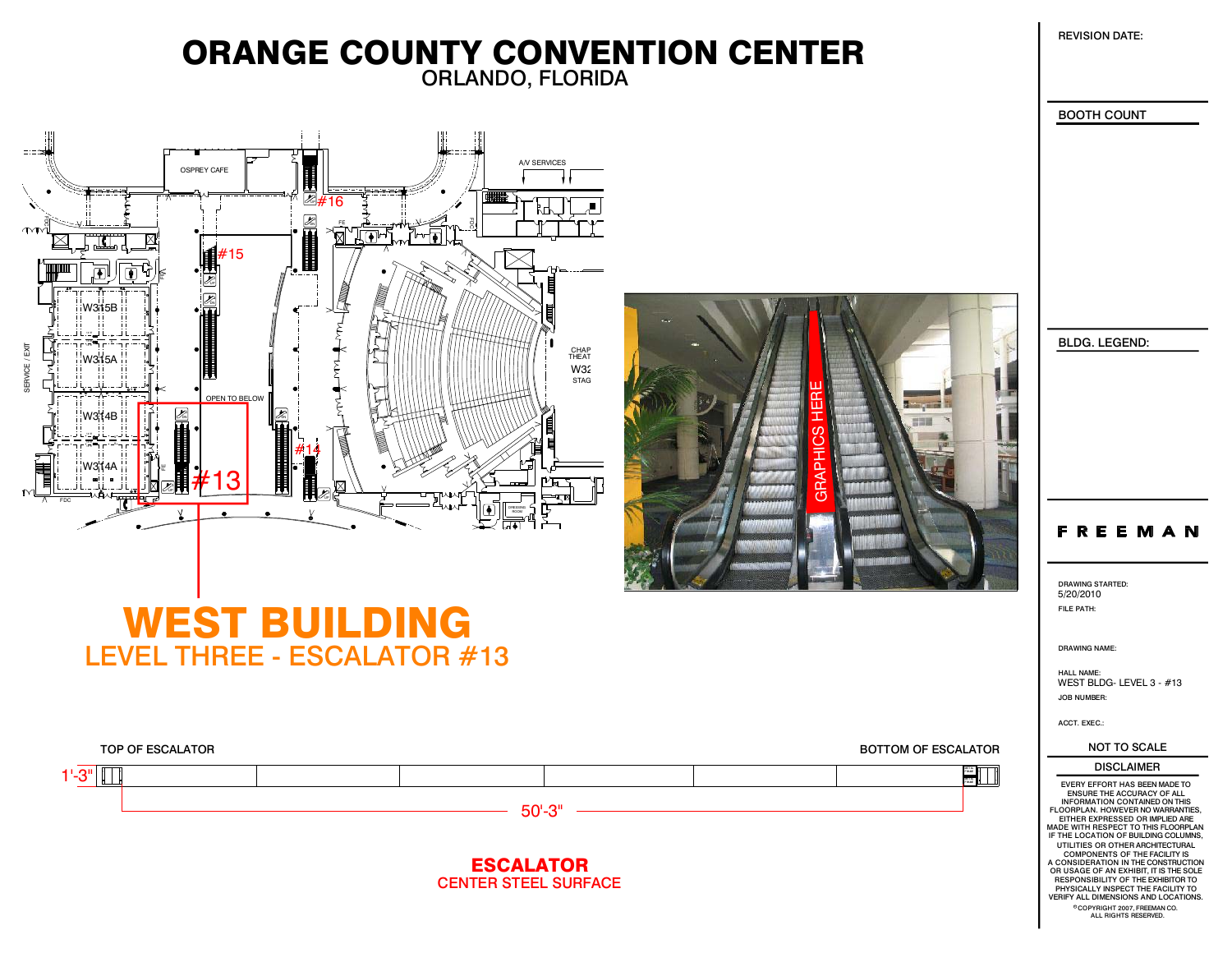# ORANGE COUNTY CONVENTION CENTER

ORLANDO, FLORIDA

OSPREY CAFE

A/V SERVICES

#16

#15

W315B

W315A

W314B

W314A

SERVICE / EXIT

OPEN TO BELOW

#14

#13

CHAP THEAT

W32

STAG

GRAPHICS HERE

## WEST BUILDING

### LEVEL THREE - ESCALATOR #13

TOP OF ESCALATOR

BOTTOM OF ESCALATOR

1'-3"

50'-3"

**ESCALATOR**

CENTER STEEL SURFACE

REVISION DATE:

BOOTH COUNT

BLDG. LEGEND:

FREEMAN

DRAWING STARTED:
5/20/2010

FILE PATH:

DRAWING NAME:

HALL NAME:
WEST BLDG- LEVEL 3 - #13

JOB NUMBER:

ACCT. EXEC.:

NOT TO SCALE

DISCLAIMER

EVERY EFFORT HAS BEEN MADE TO ENSURE THE ACCURACY OF ALL INFORMATION CONTAINED ON THIS FLOORPLAN. HOWEVER NO WARRANTIES, EITHER EXPRESSED OR IMPLIED ARE MADE WITH RESPECT TO THIS FLOORPLAN IF THE LOCATION OF BUILDING COLUMNS, UTILITIES OR OTHER ARCHITECTURAL COMPONENTS OF THE FACILITY IS A CONSIDERATION IN THE CONSTRUCTION OR USAGE OF AN EXHIBIT, IT IS THE SOLE RESPONSIBILITY OF THE EXHIBITOR TO PHYSICALLY INSPECT THE FACILITY TO VERIFY ALL DIMENSIONS AND LOCATIONS.

© COPYRIGHT 2007, FREEMAN CO. ALL RIGHTS RESERVED.